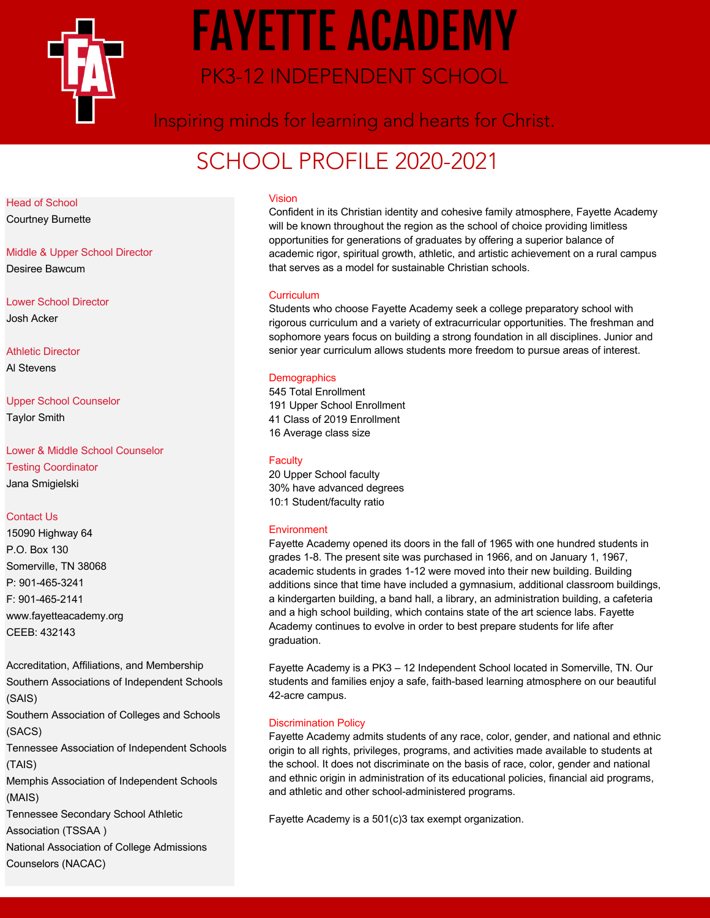# FAYETTE ACADEMY

## PK3-12 INDEPENDENT SCHOOL

Inspiring minds for learning and hearts for Christ.

## SCHOOL PROFILE 2020-2021

**Head of School**
Courtney Burnette

**Middle & Upper School Director**
Desiree Bawcum

**Lower School Director**
Josh Acker

**Athletic Director**
Al Stevens

**Upper School Counselor**
Taylor Smith

**Lower & Middle School Counselor**
**Testing Coordinator**
Jana Smigielski

**Contact Us**
15090 Highway 64
P.O. Box 130
Somerville, TN 38068
P: 901-465-3241
F: 901-465-2141
www.fayetteacademy.org
CEEB: 432143

Accreditation, Affiliations, and Membership
Southern Associations of Independent Schools (SAIS)
Southern Association of Colleges and Schools (SACS)
Tennessee Association of Independent Schools (TAIS)
Memphis Association of Independent Schools (MAIS)
Tennessee Secondary School Athletic Association (TSSAA )
National Association of College Admissions Counselors (NACAC)

### Vision

Confident in its Christian identity and cohesive family atmosphere, Fayette Academy will be known throughout the region as the school of choice providing limitless opportunities for generations of graduates by offering a superior balance of academic rigor, spiritual growth, athletic, and artistic achievement on a rural campus that serves as a model for sustainable Christian schools.

### Curriculum

Students who choose Fayette Academy seek a college preparatory school with rigorous curriculum and a variety of extracurricular opportunities. The freshman and sophomore years focus on building a strong foundation in all disciplines. Junior and senior year curriculum allows students more freedom to pursue areas of interest.

### Demographics

545 Total Enrollment
191 Upper School Enrollment
41 Class of 2019 Enrollment
16 Average class size

### Faculty

20 Upper School faculty
30% have advanced degrees
10:1 Student/faculty ratio

### Environment

Fayette Academy opened its doors in the fall of 1965 with one hundred students in grades 1-8. The present site was purchased in 1966, and on January 1, 1967, academic students in grades 1-12 were moved into their new building. Building additions since that time have included a gymnasium, additional classroom buildings, a kindergarten building, a band hall, a library, an administration building, a cafeteria and a high school building, which contains state of the art science labs. Fayette Academy continues to evolve in order to best prepare students for life after graduation.

Fayette Academy is a PK3 – 12 Independent School located in Somerville, TN. Our students and families enjoy a safe, faith-based learning atmosphere on our beautiful 42-acre campus.

### Discrimination Policy

Fayette Academy admits students of any race, color, gender, and national and ethnic origin to all rights, privileges, programs, and activities made available to students at the school. It does not discriminate on the basis of race, color, gender and national and ethnic origin in administration of its educational policies, financial aid programs, and athletic and other school-administered programs.

Fayette Academy is a 501(c)3 tax exempt organization.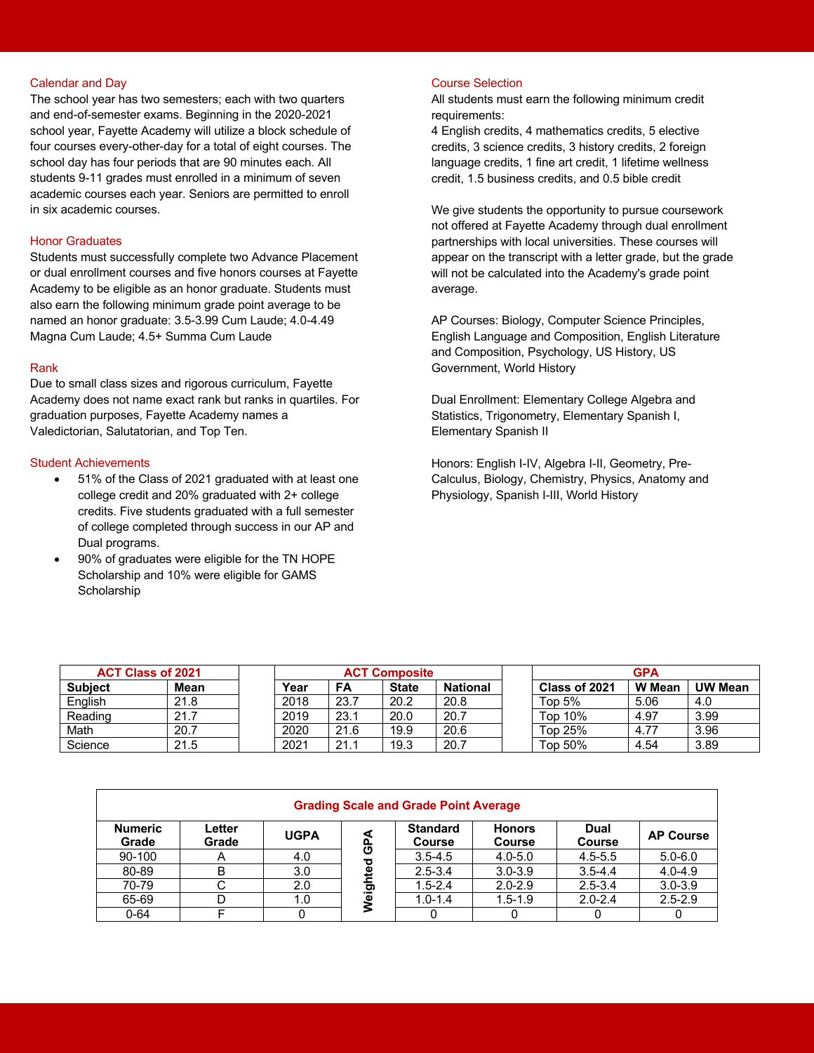## Calendar and Day

The school year has two semesters; each with two quarters and end-of-semester exams. Beginning in the 2020-2021 school year, Fayette Academy will utilize a block schedule of four courses every-other-day for a total of eight courses. The school day has four periods that are 90 minutes each. All students 9-11 grades must enrolled in a minimum of seven academic courses each year. Seniors are permitted to enroll in six academic courses.

## Honor Graduates

Students must successfully complete two Advance Placement or dual enrollment courses and five honors courses at Fayette Academy to be eligible as an honor graduate. Students must also earn the following minimum grade point average to be named an honor graduate: 3.5-3.99 Cum Laude; 4.0-4.49 Magna Cum Laude; 4.5+ Summa Cum Laude

## Rank

Due to small class sizes and rigorous curriculum, Fayette Academy does not name exact rank but ranks in quartiles. For graduation purposes, Fayette Academy names a Valedictorian, Salutatorian, and Top Ten.

## Student Achievements

- 51% of the Class of 2021 graduated with at least one college credit and 20% graduated with 2+ college credits. Five students graduated with a full semester of college completed through success in our AP and Dual programs.
- 90% of graduates were eligible for the TN HOPE Scholarship and 10% were eligible for GAMS Scholarship

## Course Selection

All students must earn the following minimum credit requirements:
4 English credits, 4 mathematics credits, 5 elective credits, 3 science credits, 3 history credits, 2 foreign language credits, 1 fine art credit, 1 lifetime wellness credit, 1.5 business credits, and 0.5 bible credit

We give students the opportunity to pursue coursework not offered at Fayette Academy through dual enrollment partnerships with local universities. These courses will appear on the transcript with a letter grade, but the grade will not be calculated into the Academy's grade point average.

AP Courses: Biology, Computer Science Principles, English Language and Composition, English Literature and Composition, Psychology, US History, US Government, World History

Dual Enrollment: Elementary College Algebra and Statistics, Trigonometry, Elementary Spanish I, Elementary Spanish II

Honors: English I-IV, Algebra I-II, Geometry, Pre-Calculus, Biology, Chemistry, Physics, Anatomy and Physiology, Spanish I-III, World History

| ACT Class of 2021 | |
|---|---|
| **Subject** | **Mean** |
| English | 21.8 |
| Reading | 21.7 |
| Math | 20.7 |
| Science | 21.5 |

| ACT Composite | | | |
|---|---|---|---|
| **Year** | **FA** | **State** | **National** |
| 2018 | 23.7 | 20.2 | 20.8 |
| 2019 | 23.1 | 20.0 | 20.7 |
| 2020 | 21.6 | 19.9 | 20.6 |
| 2021 | 21.1 | 19.3 | 20.7 |

| GPA | | |
|---|---|---|
| **Class of 2021** | **W Mean** | **UW Mean** |
| Top 5% | 5.06 | 4.0 |
| Top 10% | 4.97 | 3.99 |
| Top 25% | 4.77 | 3.96 |
| Top 50% | 4.54 | 3.89 |

**Grading Scale and Grade Point Average**

| Numeric Grade | Letter Grade | UGPA | Weighted GPA: Standard Course | Honors Course | Dual Course | AP Course |
|---|---|---|---|---|---|---|
| 90-100 | A | 4.0 | 3.5-4.5 | 4.0-5.0 | 4.5-5.5 | 5.0-6.0 |
| 80-89 | B | 3.0 | 2.5-3.4 | 3.0-3.9 | 3.5-4.4 | 4.0-4.9 |
| 70-79 | C | 2.0 | 1.5-2.4 | 2.0-2.9 | 2.5-3.4 | 3.0-3.9 |
| 65-69 | D | 1.0 | 1.0-1.4 | 1.5-1.9 | 2.0-2.4 | 2.5-2.9 |
| 0-64 | F | 0 | 0 | 0 | 0 | 0 |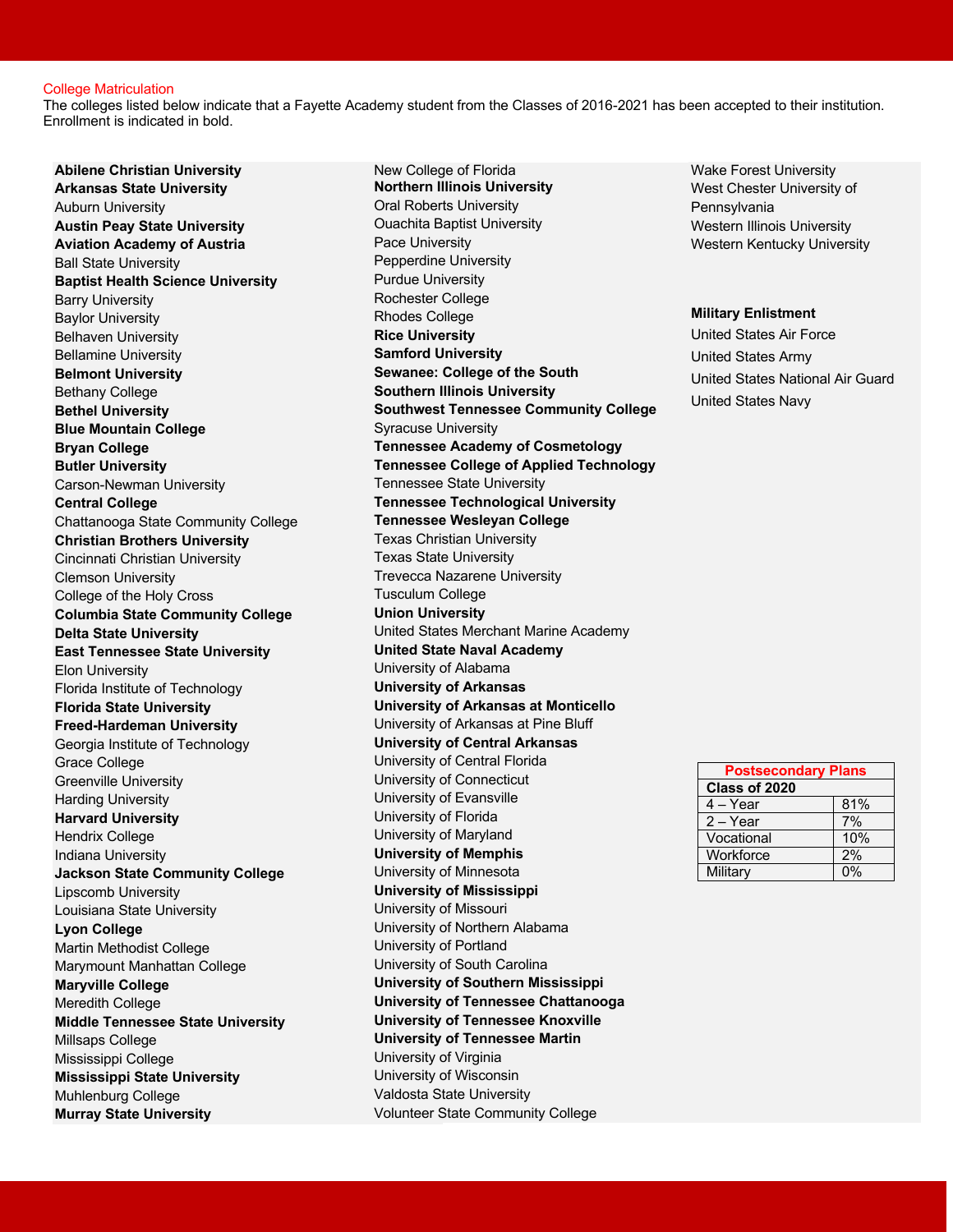## College Matriculation

The colleges listed below indicate that a Fayette Academy student from the Classes of 2016-2021 has been accepted to their institution. Enrollment is indicated in bold.

**Abilene Christian University**
**Arkansas State University**
Auburn University
**Austin Peay State University**
**Aviation Academy of Austria**
Ball State University
**Baptist Health Science University**
Barry University
Baylor University
Belhaven University
Bellamine University
**Belmont University**
Bethany College
**Bethel University**
**Blue Mountain College**
**Bryan College**
**Butler University**
Carson-Newman University
**Central College**
Chattanooga State Community College
**Christian Brothers University**
Cincinnati Christian University
Clemson University
College of the Holy Cross
**Columbia State Community College**
**Delta State University**
**East Tennessee State University**
Elon University
Florida Institute of Technology
**Florida State University**
**Freed-Hardeman University**
Georgia Institute of Technology
Grace College
Greenville University
Harding University
**Harvard University**
Hendrix College
Indiana University
**Jackson State Community College**
Lipscomb University
Louisiana State University
**Lyon College**
Martin Methodist College
Marymount Manhattan College
**Maryville College**
Meredith College
**Middle Tennessee State University**
Millsaps College
Mississippi College
**Mississippi State University**
Muhlenburg College
**Murray State University**
New College of Florida
**Northern Illinois University**
Oral Roberts University
Ouachita Baptist University
Pace University
Pepperdine University
Purdue University
Rochester College
Rhodes College
**Rice University**
**Samford University**
**Sewanee: College of the South**
**Southern Illinois University**
**Southwest Tennessee Community College**
Syracuse University
**Tennessee Academy of Cosmetology**
**Tennessee College of Applied Technology**
Tennessee State University
**Tennessee Technological University**
**Tennessee Wesleyan College**
Texas Christian University
Texas State University
Trevecca Nazarene University
Tusculum College
**Union University**
United States Merchant Marine Academy
**United State Naval Academy**
University of Alabama
**University of Arkansas**
**University of Arkansas at Monticello**
University of Arkansas at Pine Bluff
**University of Central Arkansas**
University of Central Florida
University of Connecticut
University of Evansville
University of Florida
University of Maryland
**University of Memphis**
University of Minnesota
**University of Mississippi**
University of Missouri
University of Northern Alabama
University of Portland
University of South Carolina
**University of Southern Mississippi**
**University of Tennessee Chattanooga**
**University of Tennessee Knoxville**
**University of Tennessee Martin**
University of Virginia
University of Wisconsin
Valdosta State University
Volunteer State Community College
Wake Forest University
West Chester University of Pennsylvania
Western Illinois University
Western Kentucky University

### Military Enlistment

United States Air Force
United States Army
United States National Air Guard
United States Navy

| Postsecondary Plans | |
|---|---|
| **Class of 2020** | |
| 4 – Year | 81% |
| 2 – Year | 7% |
| Vocational | 10% |
| Workforce | 2% |
| Military | 0% |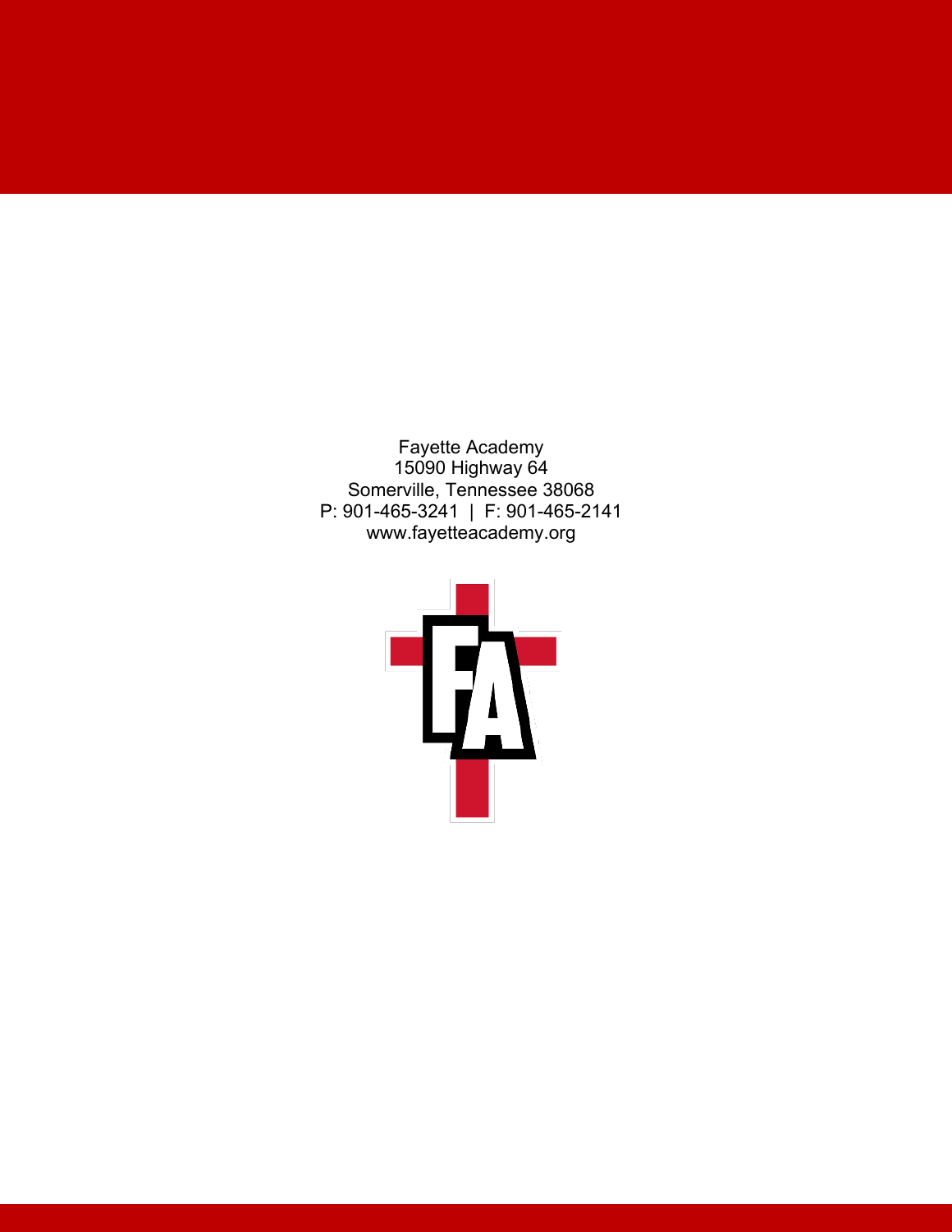Fayette Academy
15090 Highway 64
Somerville, Tennessee 38068
P: 901-465-3241 | F: 901-465-2141
www.fayetteacademy.org